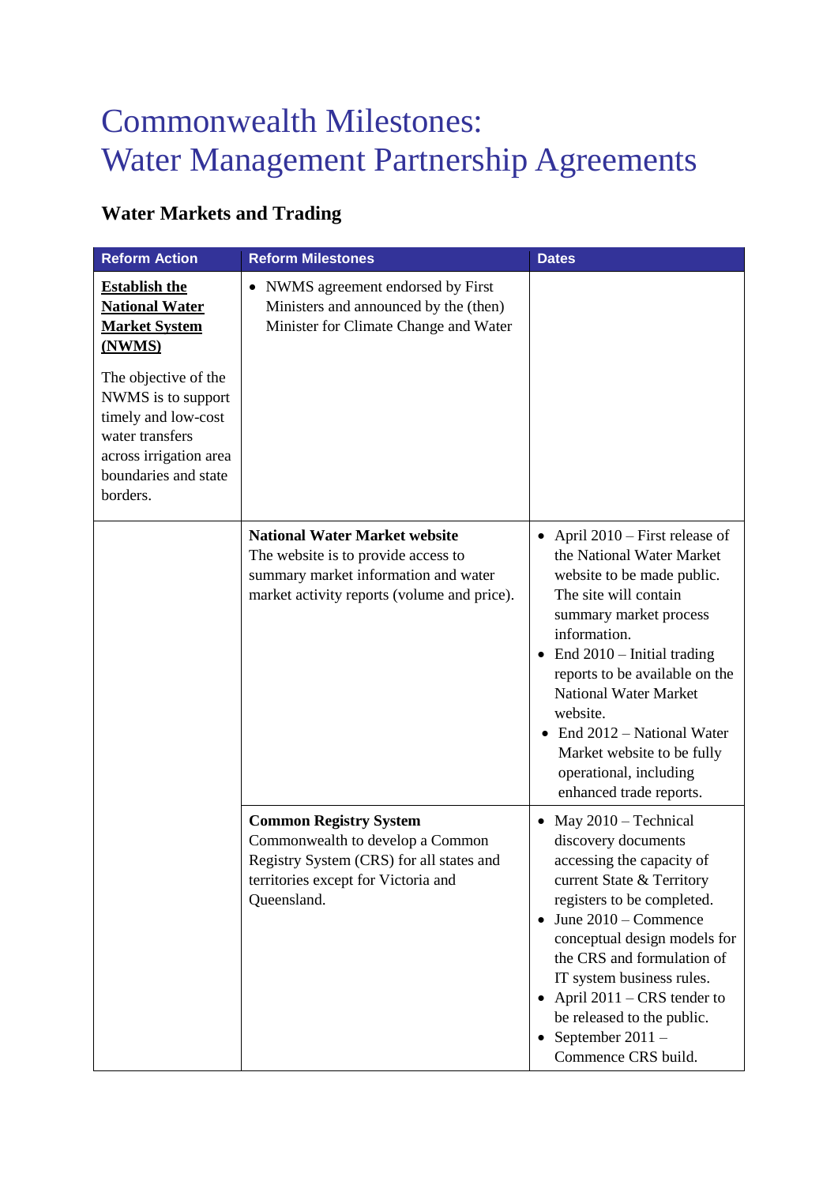# Commonwealth Milestones: Water Management Partnership Agreements

## Water Markets and Trading

| Reform Action | Reform Milestones | Dates |
|---|---|---|
| **Establish the National Water Market System (NWMS)**<br><br>The objective of the NWMS is to support timely and low-cost water transfers across irrigation area boundaries and state borders. | • NWMS agreement endorsed by First Ministers and announced by the (then) Minister for Climate Change and Water | |
| | **National Water Market website**<br>The website is to provide access to summary market information and water market activity reports (volume and price). | • April 2010 – First release of the National Water Market website to be made public. The site will contain summary market process information.<br>• End 2010 – Initial trading reports to be available on the National Water Market website.<br>• End 2012 – National Water Market website to be fully operational, including enhanced trade reports. |
| | **Common Registry System**<br>Commonwealth to develop a Common Registry System (CRS) for all states and territories except for Victoria and Queensland. | • May 2010 – Technical discovery documents accessing the capacity of current State & Territory registers to be completed.<br>• June 2010 – Commence conceptual design models for the CRS and formulation of IT system business rules.<br>• April 2011 – CRS tender to be released to the public.<br>• September 2011 – Commence CRS build. |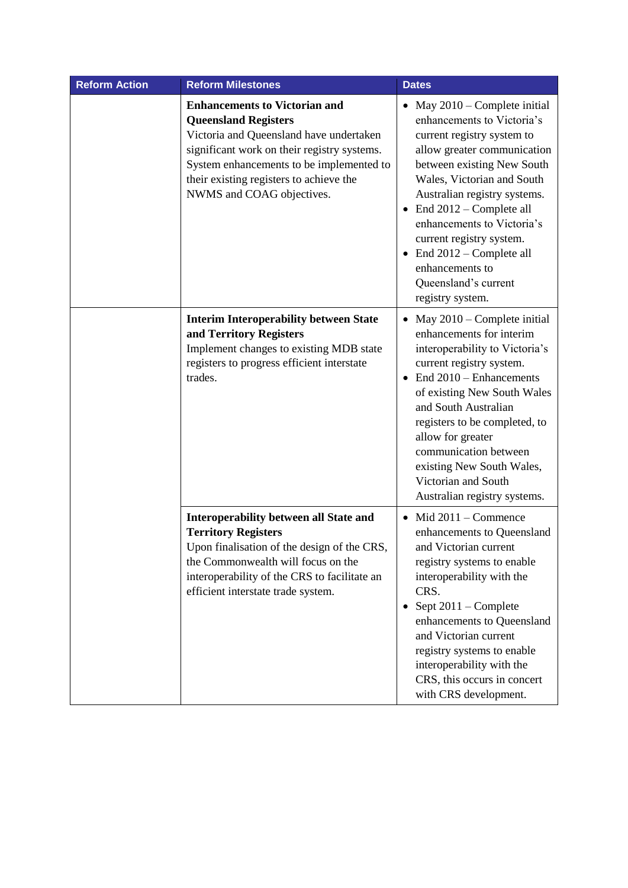| Reform Action | Reform Milestones | Dates |
|---|---|---|
| | **Enhancements to Victorian and Queensland Registers**<br>Victoria and Queensland have undertaken significant work on their registry systems. System enhancements to be implemented to their existing registers to achieve the NWMS and COAG objectives. | • May 2010 – Complete initial enhancements to Victoria's current registry system to allow greater communication between existing New South Wales, Victorian and South Australian registry systems.<br>• End 2012 – Complete all enhancements to Victoria's current registry system.<br>• End 2012 – Complete all enhancements to Queensland's current registry system. |
| | **Interim Interoperability between State and Territory Registers**<br>Implement changes to existing MDB state registers to progress efficient interstate trades. | • May 2010 – Complete initial enhancements for interim interoperability to Victoria's current registry system.<br>• End 2010 – Enhancements of existing New South Wales and South Australian registers to be completed, to allow for greater communication between existing New South Wales, Victorian and South Australian registry systems. |
| | **Interoperability between all State and Territory Registers**<br>Upon finalisation of the design of the CRS, the Commonwealth will focus on the interoperability of the CRS to facilitate an efficient interstate trade system. | • Mid 2011 – Commence enhancements to Queensland and Victorian current registry systems to enable interoperability with the CRS.<br>• Sept 2011 – Complete enhancements to Queensland and Victorian current registry systems to enable interoperability with the CRS, this occurs in concert with CRS development. |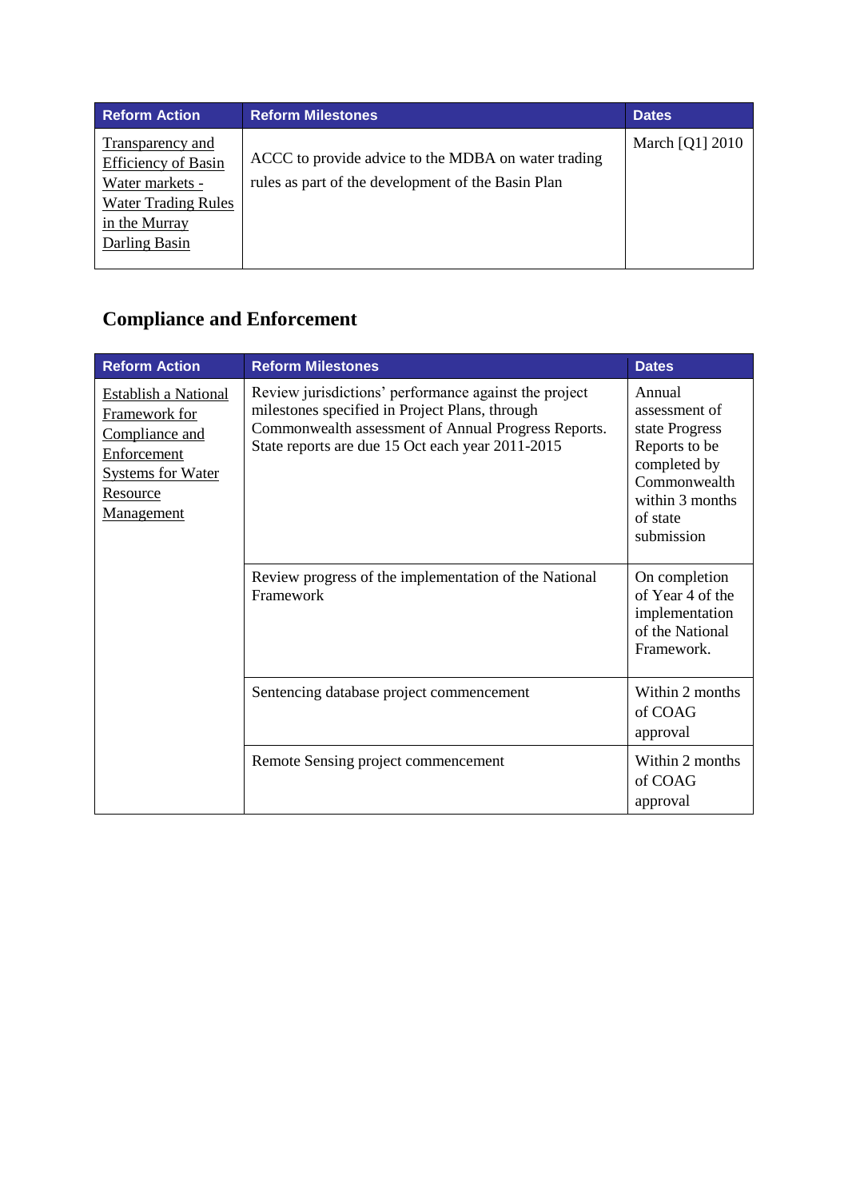| Reform Action | Reform Milestones | Dates |
|---|---|---|
| Transparency and Efficiency of Basin Water markets - Water Trading Rules in the Murray Darling Basin | ACCC to provide advice to the MDBA on water trading rules as part of the development of the Basin Plan | March [Q1] 2010 |

## Compliance and Enforcement

| Reform Action | Reform Milestones | Dates |
|---|---|---|
| Establish a National Framework for Compliance and Enforcement Systems for Water Resource Management | Review jurisdictions' performance against the project milestones specified in Project Plans, through Commonwealth assessment of Annual Progress Reports. State reports are due 15 Oct each year 2011-2015 | Annual assessment of state Progress Reports to be completed by Commonwealth within 3 months of state submission |
| | Review progress of the implementation of the National Framework | On completion of Year 4 of the implementation of the National Framework. |
| | Sentencing database project commencement | Within 2 months of COAG approval |
| | Remote Sensing project commencement | Within 2 months of COAG approval |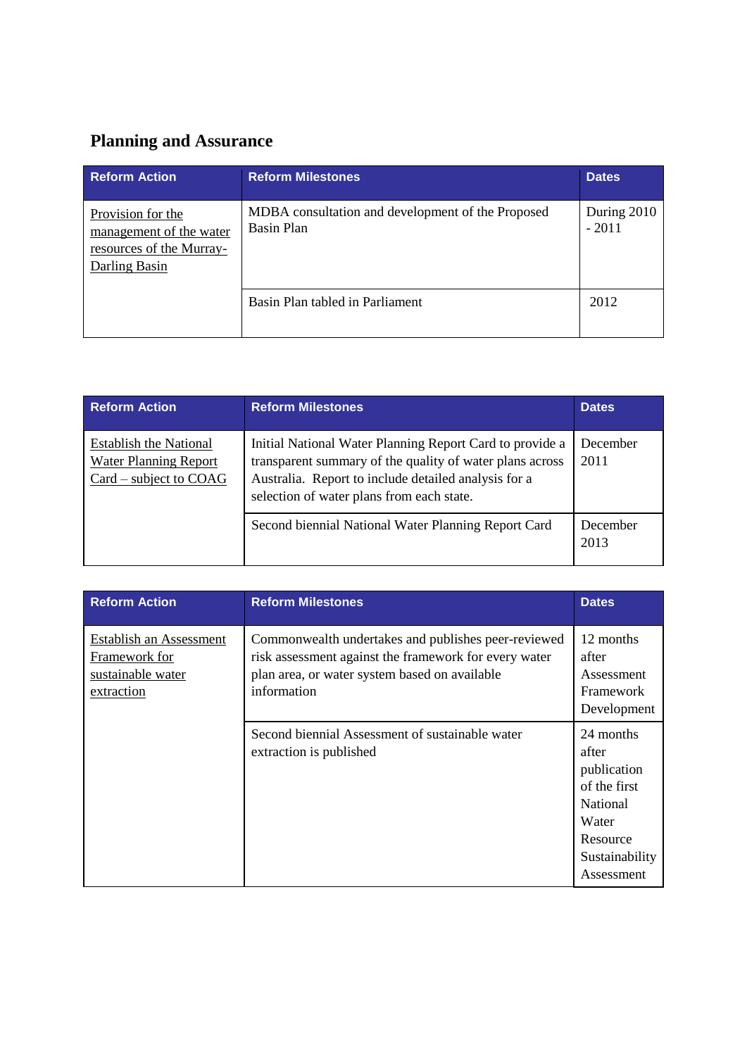## Planning and Assurance

| Reform Action | Reform Milestones | Dates |
|---|---|---|
| Provision for the management of the water resources of the Murray-Darling Basin | MDBA consultation and development of the Proposed Basin Plan | During 2010 - 2011 |
| | Basin Plan tabled in Parliament | 2012 |

| Reform Action | Reform Milestones | Dates |
|---|---|---|
| Establish the National Water Planning Report Card – subject to COAG | Initial National Water Planning Report Card to provide a transparent summary of the quality of water plans across Australia. Report to include detailed analysis for a selection of water plans from each state. | December 2011 |
| | Second biennial National Water Planning Report Card | December 2013 |

| Reform Action | Reform Milestones | Dates |
|---|---|---|
| Establish an Assessment Framework for sustainable water extraction | Commonwealth undertakes and publishes peer-reviewed risk assessment against the framework for every water plan area, or water system based on available information | 12 months after Assessment Framework Development |
| | Second biennial Assessment of sustainable water extraction is published | 24 months after publication of the first National Water Resource Sustainability Assessment |